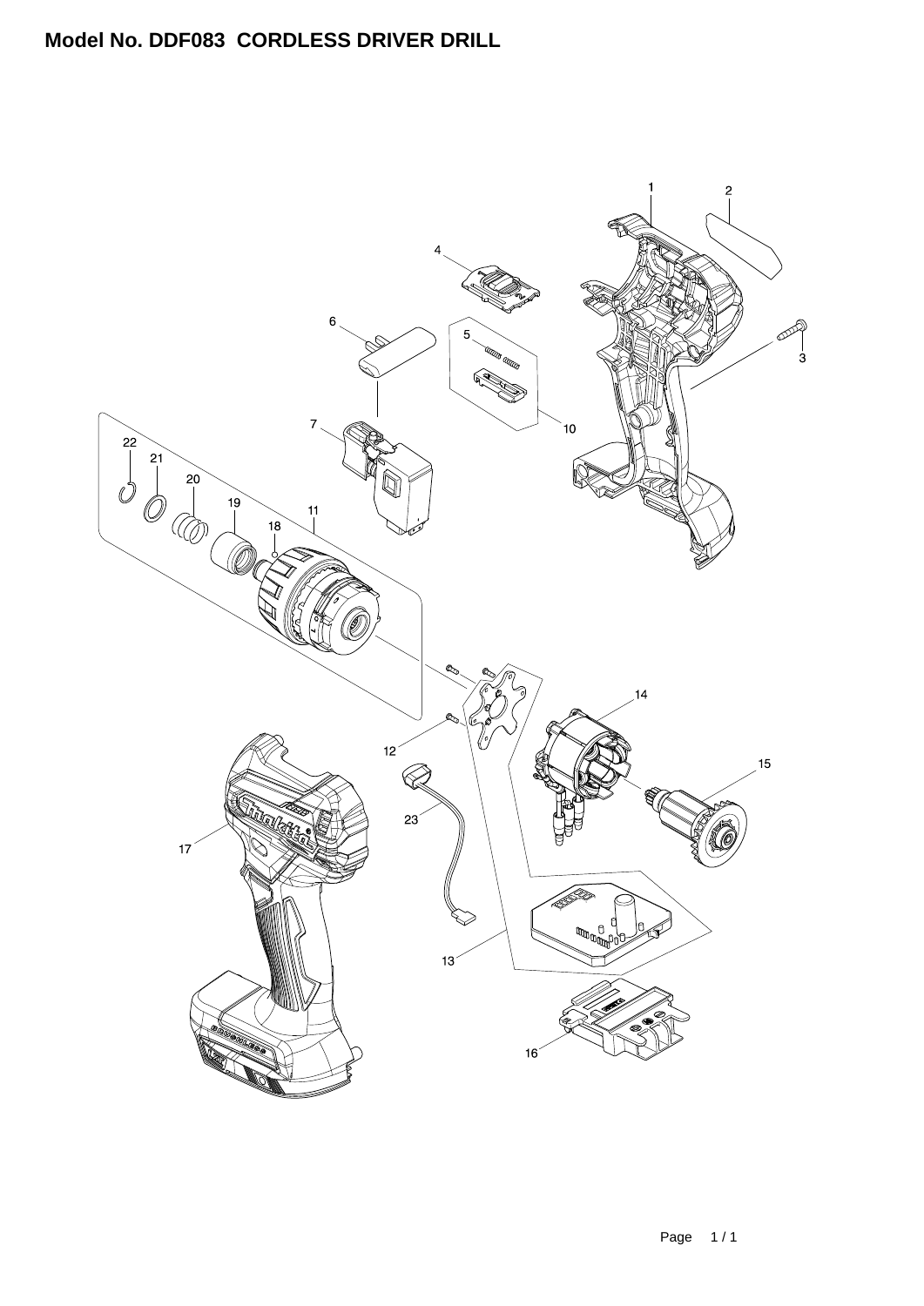# Model No. DDF083 CORDLESS DRIVER DRILL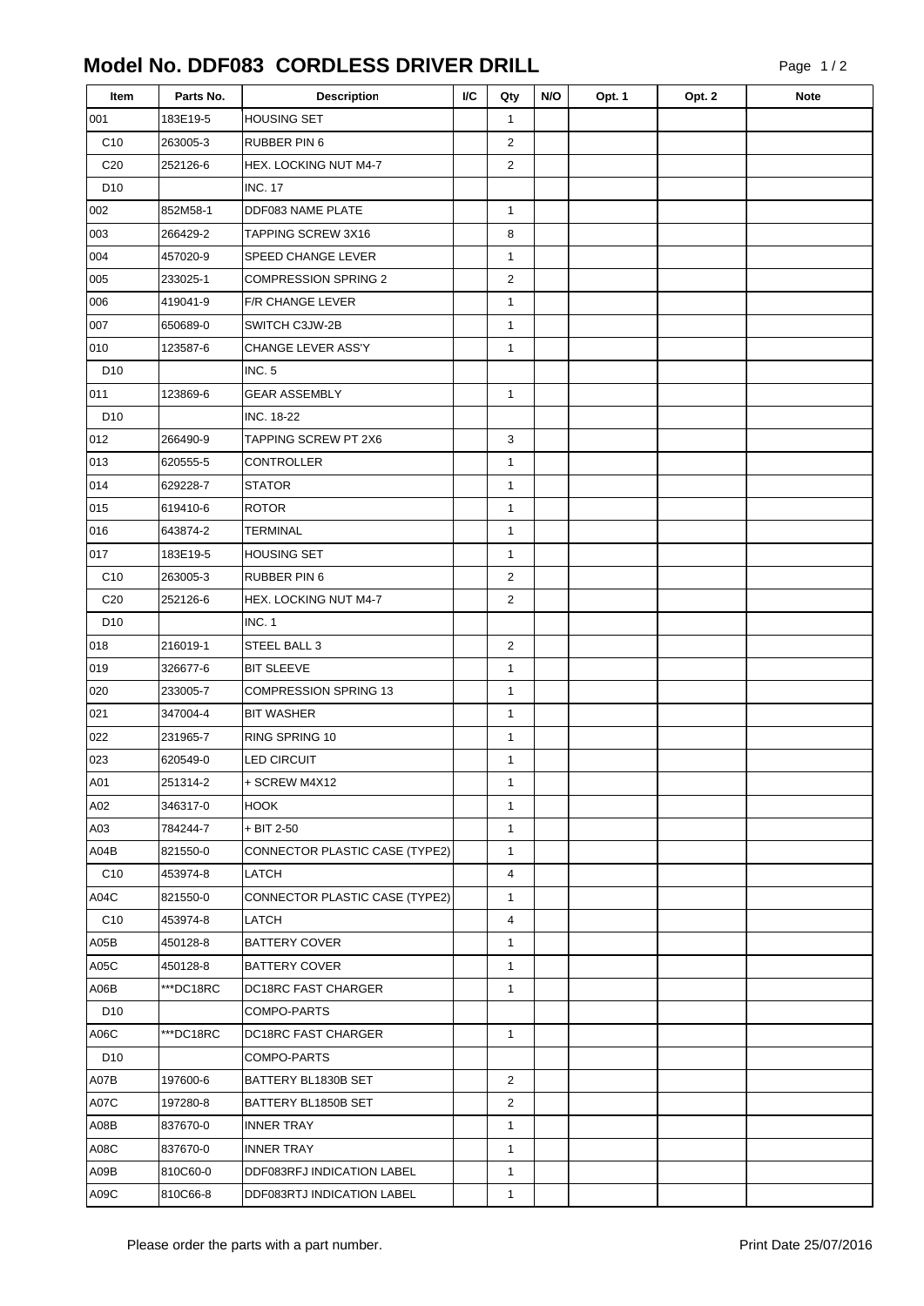# Model No. DDF083 CORDLESS DRIVER DRILL

| Item | Parts No. | Description | I/C | Qty | N/O | Opt. 1 | Opt. 2 | Note |
|---|---|---|---|---|---|---|---|---|
| 001 | 183E19-5 | HOUSING SET | | 1 | | | | |
| C10 | 263005-3 | RUBBER PIN 6 | | 2 | | | | |
| C20 | 252126-6 | HEX. LOCKING NUT M4-7 | | 2 | | | | |
| D10 | | INC. 17 | | | | | | |
| 002 | 852M58-1 | DDF083 NAME PLATE | | 1 | | | | |
| 003 | 266429-2 | TAPPING SCREW 3X16 | | 8 | | | | |
| 004 | 457020-9 | SPEED CHANGE LEVER | | 1 | | | | |
| 005 | 233025-1 | COMPRESSION SPRING 2 | | 2 | | | | |
| 006 | 419041-9 | F/R CHANGE LEVER | | 1 | | | | |
| 007 | 650689-0 | SWITCH C3JW-2B | | 1 | | | | |
| 010 | 123587-6 | CHANGE LEVER ASS'Y | | 1 | | | | |
| D10 | | INC. 5 | | | | | | |
| 011 | 123869-6 | GEAR ASSEMBLY | | 1 | | | | |
| D10 | | INC. 18-22 | | | | | | |
| 012 | 266490-9 | TAPPING SCREW PT 2X6 | | 3 | | | | |
| 013 | 620555-5 | CONTROLLER | | 1 | | | | |
| 014 | 629228-7 | STATOR | | 1 | | | | |
| 015 | 619410-6 | ROTOR | | 1 | | | | |
| 016 | 643874-2 | TERMINAL | | 1 | | | | |
| 017 | 183E19-5 | HOUSING SET | | 1 | | | | |
| C10 | 263005-3 | RUBBER PIN 6 | | 2 | | | | |
| C20 | 252126-6 | HEX. LOCKING NUT M4-7 | | 2 | | | | |
| D10 | | INC. 1 | | | | | | |
| 018 | 216019-1 | STEEL BALL 3 | | 2 | | | | |
| 019 | 326677-6 | BIT SLEEVE | | 1 | | | | |
| 020 | 233005-7 | COMPRESSION SPRING 13 | | 1 | | | | |
| 021 | 347004-4 | BIT WASHER | | 1 | | | | |
| 022 | 231965-7 | RING SPRING 10 | | 1 | | | | |
| 023 | 620549-0 | LED CIRCUIT | | 1 | | | | |
| A01 | 251314-2 | + SCREW M4X12 | | 1 | | | | |
| A02 | 346317-0 | HOOK | | 1 | | | | |
| A03 | 784244-7 | + BIT 2-50 | | 1 | | | | |
| A04B | 821550-0 | CONNECTOR PLASTIC CASE (TYPE2) | | 1 | | | | |
| C10 | 453974-8 | LATCH | | 4 | | | | |
| A04C | 821550-0 | CONNECTOR PLASTIC CASE (TYPE2) | | 1 | | | | |
| C10 | 453974-8 | LATCH | | 4 | | | | |
| A05B | 450128-8 | BATTERY COVER | | 1 | | | | |
| A05C | 450128-8 | BATTERY COVER | | 1 | | | | |
| A06B | ***DC18RC | DC18RC FAST CHARGER | | 1 | | | | |
| D10 | | COMPO-PARTS | | | | | | |
| A06C | ***DC18RC | DC18RC FAST CHARGER | | 1 | | | | |
| D10 | | COMPO-PARTS | | | | | | |
| A07B | 197600-6 | BATTERY BL1830B SET | | 2 | | | | |
| A07C | 197280-8 | BATTERY BL1850B SET | | 2 | | | | |
| A08B | 837670-0 | INNER TRAY | | 1 | | | | |
| A08C | 837670-0 | INNER TRAY | | 1 | | | | |
| A09B | 810C60-0 | DDF083RFJ INDICATION LABEL | | 1 | | | | |
| A09C | 810C66-8 | DDF083RTJ INDICATION LABEL | | 1 | | | | |

Please order the parts with a part number.

Print Date 25/07/2016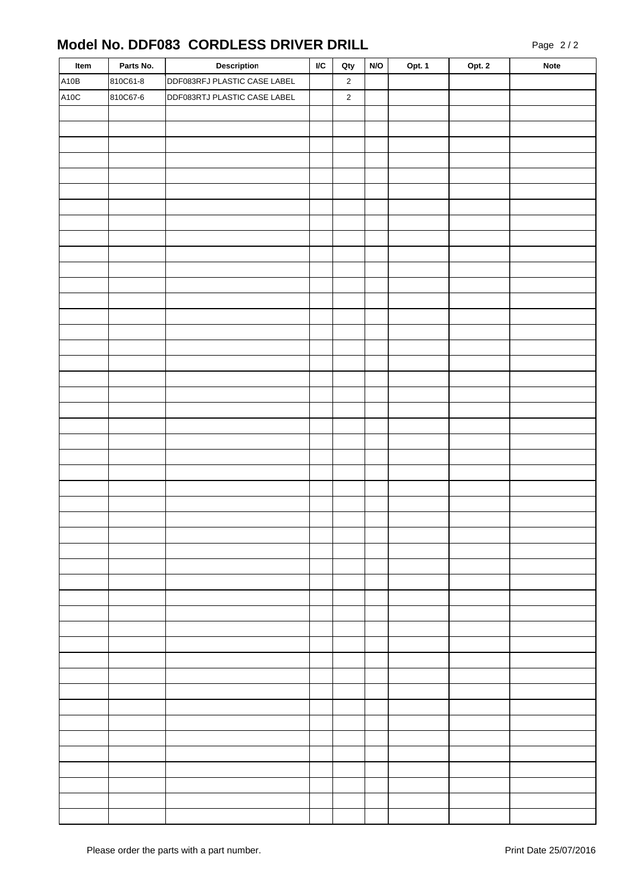# Model No. DDF083 CORDLESS DRIVER DRILL

| Item | Parts No. | Description | I/C | Qty | N/O | Opt. 1 | Opt. 2 | Note |
|---|---|---|---|---|---|---|---|---|
| A10B | 810C61-8 | DDF083RFJ PLASTIC CASE LABEL | | 2 | | | | |
| A10C | 810C67-6 | DDF083RTJ PLASTIC CASE LABEL | | 2 | | | | |

Please order the parts with a part number.

Print Date 25/07/2016